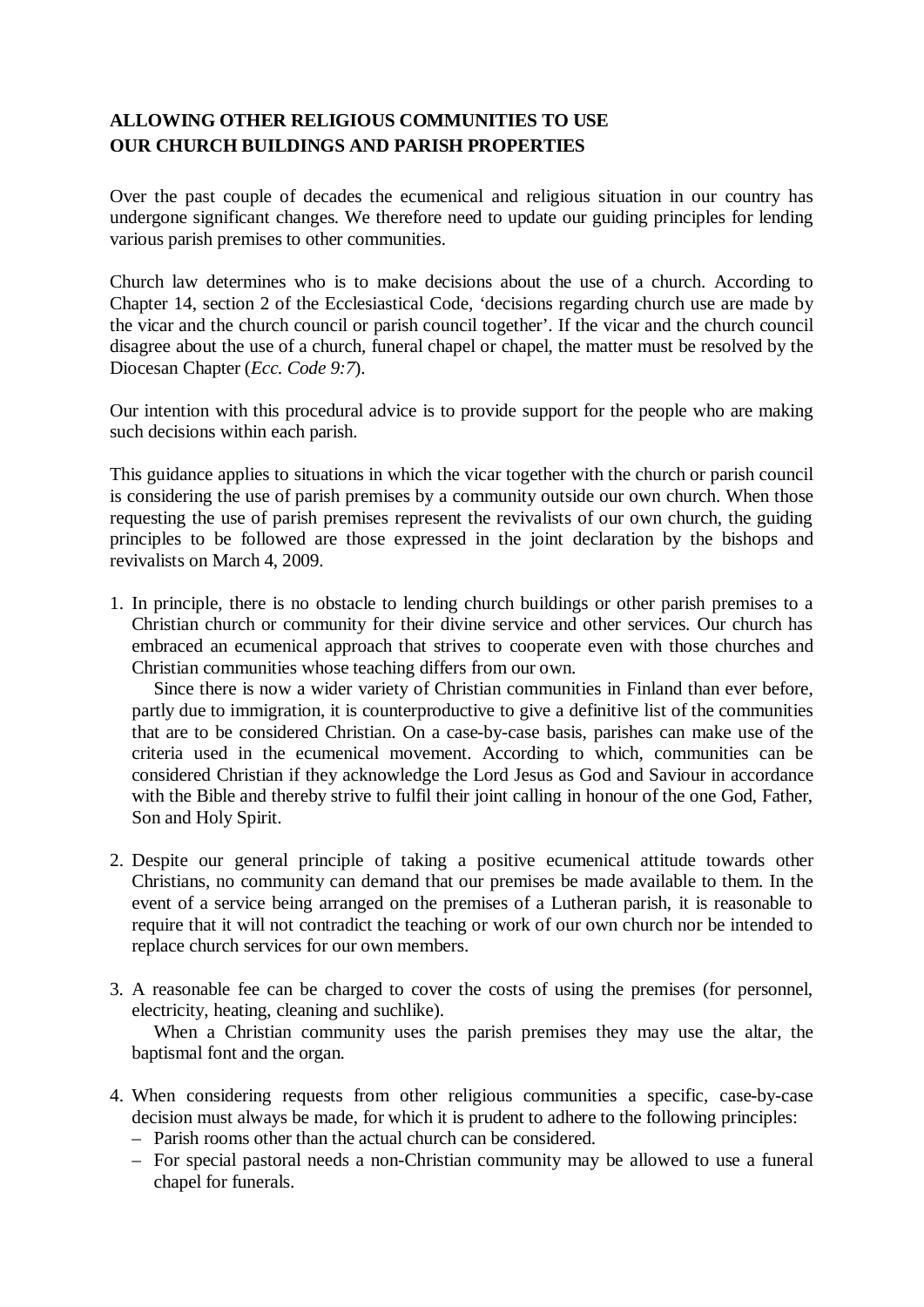# ALLOWING OTHER RELIGIOUS COMMUNITIES TO USE OUR CHURCH BUILDINGS AND PARISH PROPERTIES

Over the past couple of decades the ecumenical and religious situation in our country has undergone significant changes. We therefore need to update our guiding principles for lending various parish premises to other communities.

Church law determines who is to make decisions about the use of a church. According to Chapter 14, section 2 of the Ecclesiastical Code, 'decisions regarding church use are made by the vicar and the church council or parish council together'. If the vicar and the church council disagree about the use of a church, funeral chapel or chapel, the matter must be resolved by the Diocesan Chapter (*Ecc. Code 9:7*).

Our intention with this procedural advice is to provide support for the people who are making such decisions within each parish.

This guidance applies to situations in which the vicar together with the church or parish council is considering the use of parish premises by a community outside our own church. When those requesting the use of parish premises represent the revivalists of our own church, the guiding principles to be followed are those expressed in the joint declaration by the bishops and revivalists on March 4, 2009.

1. In principle, there is no obstacle to lending church buildings or other parish premises to a Christian church or community for their divine service and other services. Our church has embraced an ecumenical approach that strives to cooperate even with those churches and Christian communities whose teaching differs from our own.

   Since there is now a wider variety of Christian communities in Finland than ever before, partly due to immigration, it is counterproductive to give a definitive list of the communities that are to be considered Christian. On a case-by-case basis, parishes can make use of the criteria used in the ecumenical movement. According to which, communities can be considered Christian if they acknowledge the Lord Jesus as God and Saviour in accordance with the Bible and thereby strive to fulfil their joint calling in honour of the one God, Father, Son and Holy Spirit.

2. Despite our general principle of taking a positive ecumenical attitude towards other Christians, no community can demand that our premises be made available to them. In the event of a service being arranged on the premises of a Lutheran parish, it is reasonable to require that it will not contradict the teaching or work of our own church nor be intended to replace church services for our own members.

3. A reasonable fee can be charged to cover the costs of using the premises (for personnel, electricity, heating, cleaning and suchlike).

   When a Christian community uses the parish premises they may use the altar, the baptismal font and the organ.

4. When considering requests from other religious communities a specific, case-by-case decision must always be made, for which it is prudent to adhere to the following principles:
   - Parish rooms other than the actual church can be considered.
   - For special pastoral needs a non-Christian community may be allowed to use a funeral chapel for funerals.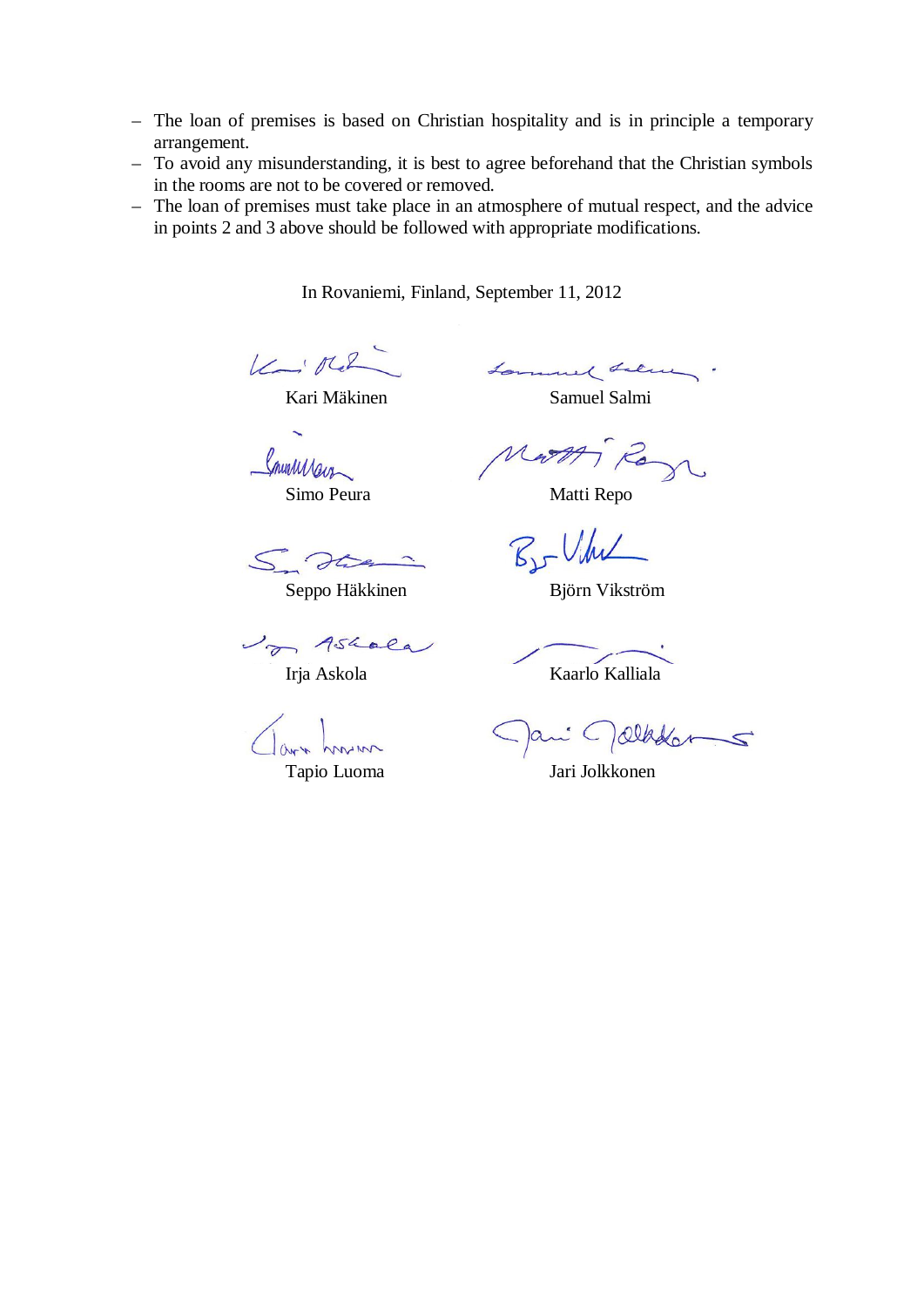- The loan of premises is based on Christian hospitality and is in principle a temporary arrangement.
- To avoid any misunderstanding, it is best to agree beforehand that the Christian symbols in the rooms are not to be covered or removed.
- The loan of premises must take place in an atmosphere of mutual respect, and the advice in points 2 and 3 above should be followed with appropriate modifications.

In Rovaniemi, Finland, September 11, 2012

Kari Mäkinen

Samuel Salmi

Simo Peura

Matti Repo

Seppo Häkkinen

Björn Vikström

Irja Askola

Kaarlo Kalliala

Tapio Luoma

Jari Jolkkonen